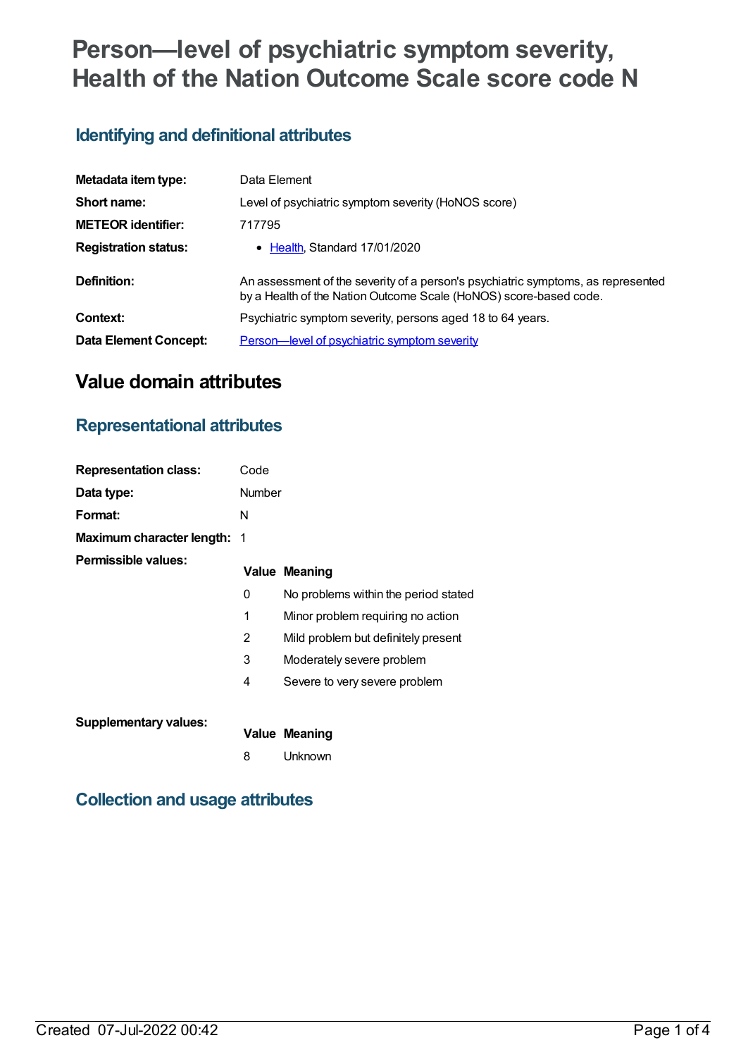# Person—level of psychiatric symptom severity, Health of the Nation Outcome Scale score code N

## Identifying and definitional attributes

| | |
|---|---|
| **Metadata item type:** | Data Element |
| **Short name:** | Level of psychiatric symptom severity (HoNOS score) |
| **METEOR identifier:** | 717795 |
| **Registration status:** | • Health, Standard 17/01/2020 |
| **Definition:** | An assessment of the severity of a person's psychiatric symptoms, as represented by a Health of the Nation Outcome Scale (HoNOS) score-based code. |
| **Context:** | Psychiatric symptom severity, persons aged 18 to 64 years. |
| **Data Element Concept:** | Person—level of psychiatric symptom severity |

# Value domain attributes

## Representational attributes

| | |
|---|---|
| **Representation class:** | Code |
| **Data type:** | Number |
| **Format:** | N |
| **Maximum character length:** | 1 |

**Permissible values:**

| Value | Meaning |
|---|---|
| 0 | No problems within the period stated |
| 1 | Minor problem requiring no action |
| 2 | Mild problem but definitely present |
| 3 | Moderately severe problem |
| 4 | Severe to very severe problem |

**Supplementary values:**

| Value | Meaning |
|---|---|
| 8 | Unknown |

## Collection and usage attributes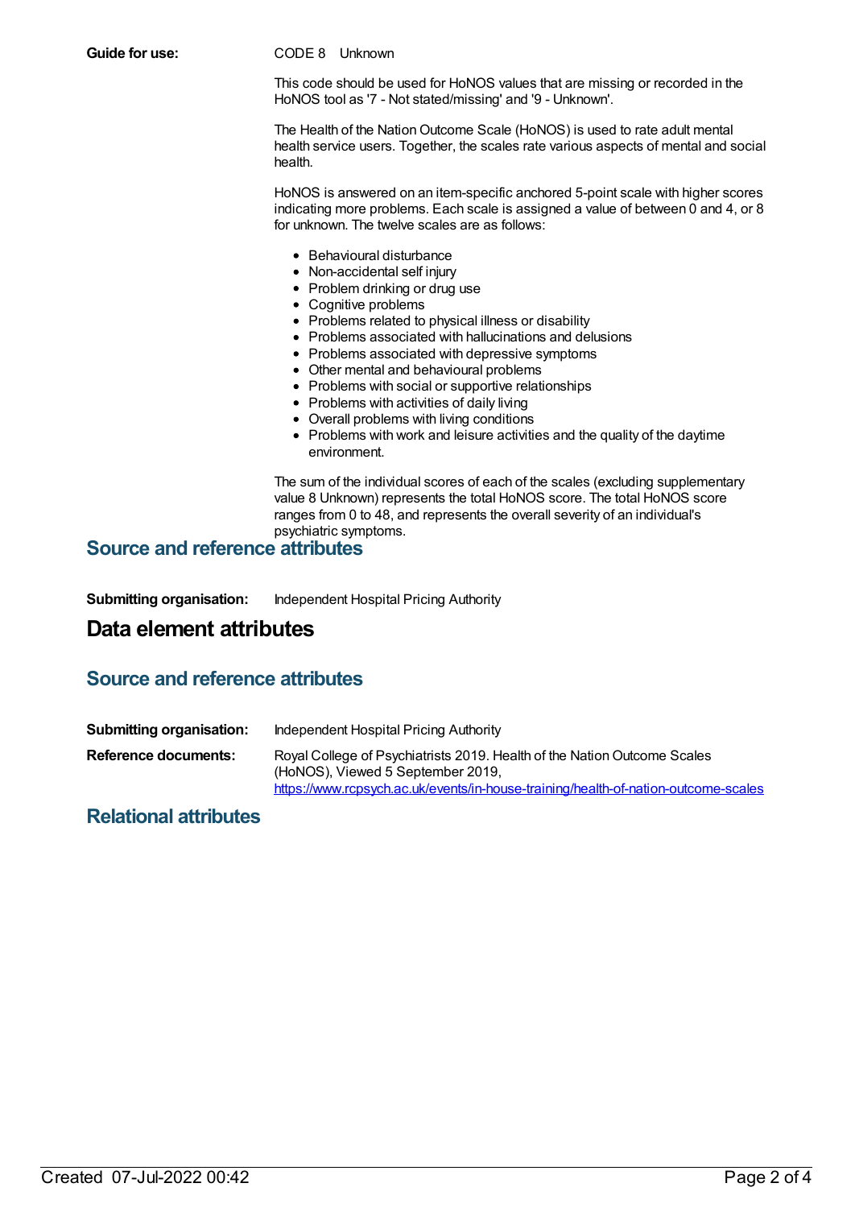**Guide for use:** CODE 8 Unknown

This code should be used for HoNOS values that are missing or recorded in the HoNOS tool as '7 - Not stated/missing' and '9 - Unknown'.

The Health of the Nation Outcome Scale (HoNOS) is used to rate adult mental health service users. Together, the scales rate various aspects of mental and social health.

HoNOS is answered on an item-specific anchored 5-point scale with higher scores indicating more problems. Each scale is assigned a value of between 0 and 4, or 8 for unknown. The twelve scales are as follows:

- Behavioural disturbance
- Non-accidental self injury
- Problem drinking or drug use
- Cognitive problems
- Problems related to physical illness or disability
- Problems associated with hallucinations and delusions
- Problems associated with depressive symptoms
- Other mental and behavioural problems
- Problems with social or supportive relationships
- Problems with activities of daily living
- Overall problems with living conditions
- Problems with work and leisure activities and the quality of the daytime environment.

The sum of the individual scores of each of the scales (excluding supplementary value 8 Unknown) represents the total HoNOS score. The total HoNOS score ranges from 0 to 48, and represents the overall severity of an individual's psychiatric symptoms.

## Source and reference attributes

**Submitting organisation:** Independent Hospital Pricing Authority

# Data element attributes

## Source and reference attributes

**Submitting organisation:** Independent Hospital Pricing Authority

**Reference documents:** Royal College of Psychiatrists 2019. Health of the Nation Outcome Scales (HoNOS), Viewed 5 September 2019, https://www.rcpsych.ac.uk/events/in-house-training/health-of-nation-outcome-scales

## Relational attributes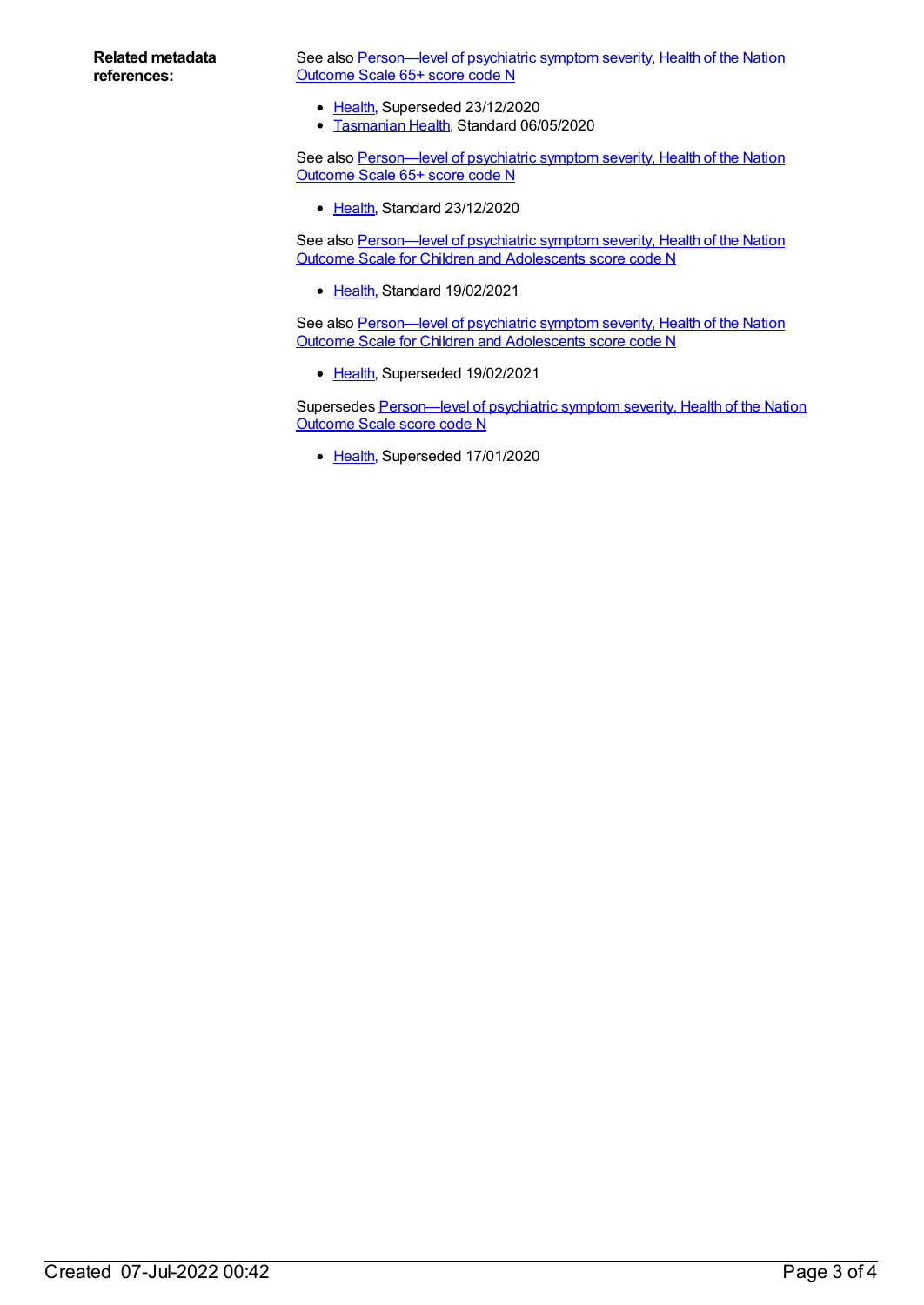**Related metadata references:**

See also Person—level of psychiatric symptom severity, Health of the Nation Outcome Scale 65+ score code N

- Health, Superseded 23/12/2020
- Tasmanian Health, Standard 06/05/2020

See also Person—level of psychiatric symptom severity, Health of the Nation Outcome Scale 65+ score code N

- Health, Standard 23/12/2020

See also Person—level of psychiatric symptom severity, Health of the Nation Outcome Scale for Children and Adolescents score code N

- Health, Standard 19/02/2021

See also Person—level of psychiatric symptom severity, Health of the Nation Outcome Scale for Children and Adolescents score code N

- Health, Superseded 19/02/2021

Supersedes Person—level of psychiatric symptom severity, Health of the Nation Outcome Scale score code N

- Health, Superseded 17/01/2020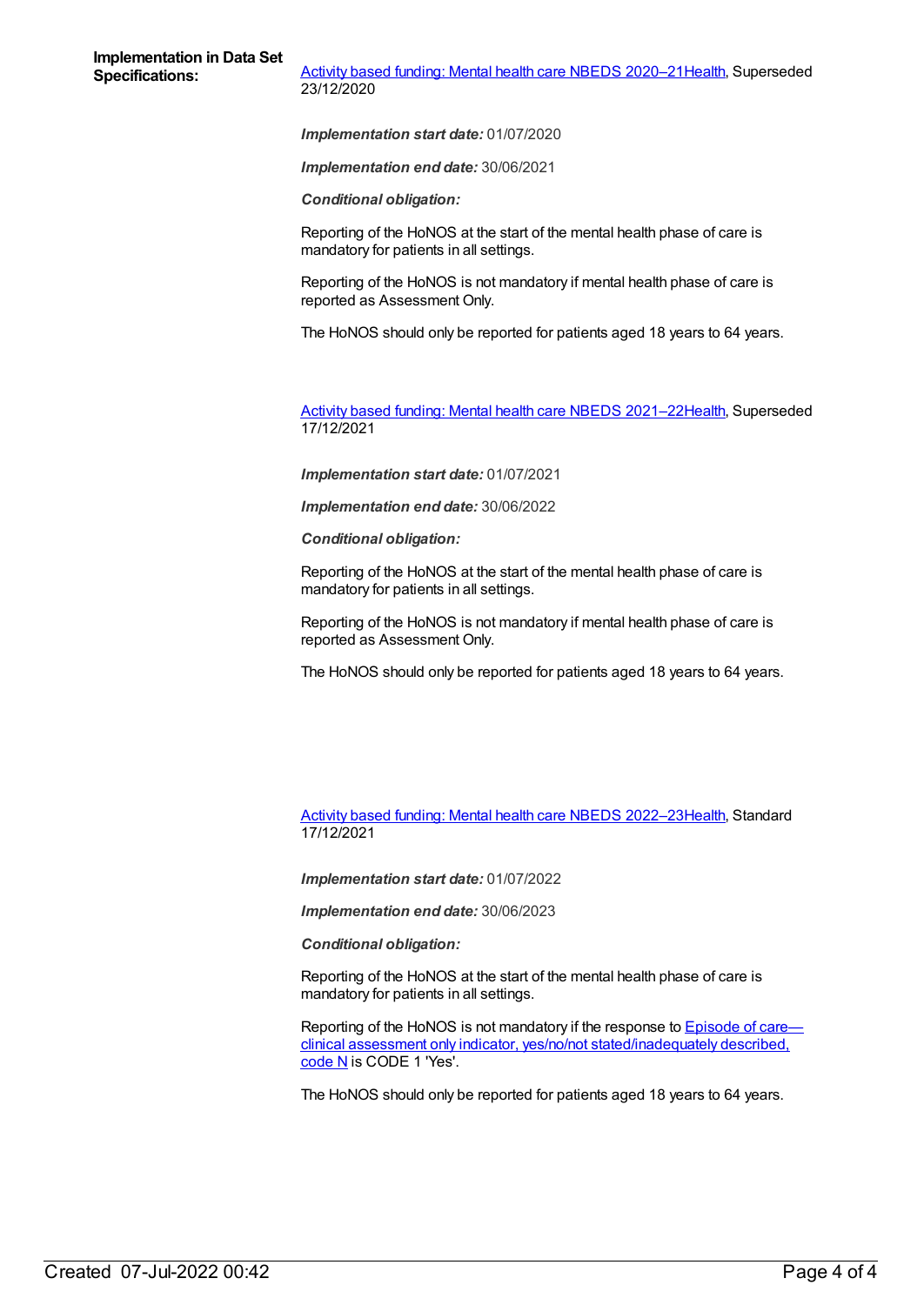**Implementation in Data Set Specifications:**

Activity based funding: Mental health care NBEDS 2020–21Health, Superseded 23/12/2020

*Implementation start date:* 01/07/2020

*Implementation end date:* 30/06/2021

*Conditional obligation:*

Reporting of the HoNOS at the start of the mental health phase of care is mandatory for patients in all settings.

Reporting of the HoNOS is not mandatory if mental health phase of care is reported as Assessment Only.

The HoNOS should only be reported for patients aged 18 years to 64 years.

Activity based funding: Mental health care NBEDS 2021–22Health, Superseded 17/12/2021

*Implementation start date:* 01/07/2021

*Implementation end date:* 30/06/2022

*Conditional obligation:*

Reporting of the HoNOS at the start of the mental health phase of care is mandatory for patients in all settings.

Reporting of the HoNOS is not mandatory if mental health phase of care is reported as Assessment Only.

The HoNOS should only be reported for patients aged 18 years to 64 years.

Activity based funding: Mental health care NBEDS 2022–23Health, Standard 17/12/2021

*Implementation start date:* 01/07/2022

*Implementation end date:* 30/06/2023

*Conditional obligation:*

Reporting of the HoNOS at the start of the mental health phase of care is mandatory for patients in all settings.

Reporting of the HoNOS is not mandatory if the response to Episode of care—clinical assessment only indicator, yes/no/not stated/inadequately described, code N is CODE 1 'Yes'.

The HoNOS should only be reported for patients aged 18 years to 64 years.